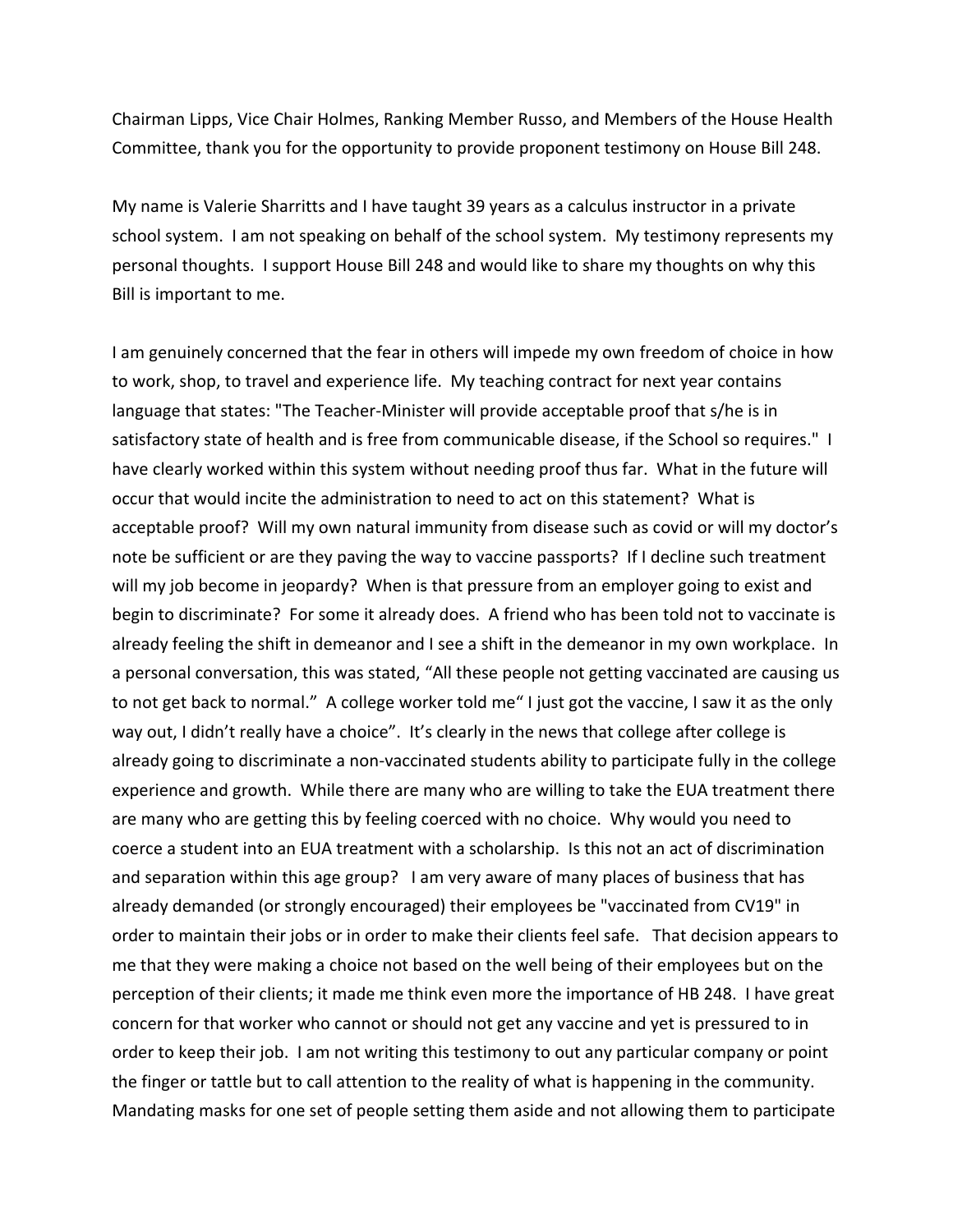Chairman Lipps, Vice Chair Holmes, Ranking Member Russo, and Members of the House Health Committee, thank you for the opportunity to provide proponent testimony on House Bill 248.

My name is Valerie Sharritts and I have taught 39 years as a calculus instructor in a private school system. I am not speaking on behalf of the school system. My testimony represents my personal thoughts. I support House Bill 248 and would like to share my thoughts on why this Bill is important to me.

I am genuinely concerned that the fear in others will impede my own freedom of choice in how to work, shop, to travel and experience life. My teaching contract for next year contains language that states: "The Teacher-Minister will provide acceptable proof that s/he is in satisfactory state of health and is free from communicable disease, if the School so requires." I have clearly worked within this system without needing proof thus far. What in the future will occur that would incite the administration to need to act on this statement? What is acceptable proof? Will my own natural immunity from disease such as covid or will my doctor's note be sufficient or are they paving the way to vaccine passports? If I decline such treatment will my job become in jeopardy? When is that pressure from an employer going to exist and begin to discriminate? For some it already does. A friend who has been told not to vaccinate is already feeling the shift in demeanor and I see a shift in the demeanor in my own workplace. In a personal conversation, this was stated, "All these people not getting vaccinated are causing us to not get back to normal." A college worker told me" I just got the vaccine, I saw it as the only way out, I didn't really have a choice". It's clearly in the news that college after college is already going to discriminate a non-vaccinated students ability to participate fully in the college experience and growth. While there are many who are willing to take the EUA treatment there are many who are getting this by feeling coerced with no choice. Why would you need to coerce a student into an EUA treatment with a scholarship. Is this not an act of discrimination and separation within this age group? I am very aware of many places of business that has already demanded (or strongly encouraged) their employees be "vaccinated from CV19" in order to maintain their jobs or in order to make their clients feel safe. That decision appears to me that they were making a choice not based on the well being of their employees but on the perception of their clients; it made me think even more the importance of HB 248. I have great concern for that worker who cannot or should not get any vaccine and yet is pressured to in order to keep their job. I am not writing this testimony to out any particular company or point the finger or tattle but to call attention to the reality of what is happening in the community. Mandating masks for one set of people setting them aside and not allowing them to participate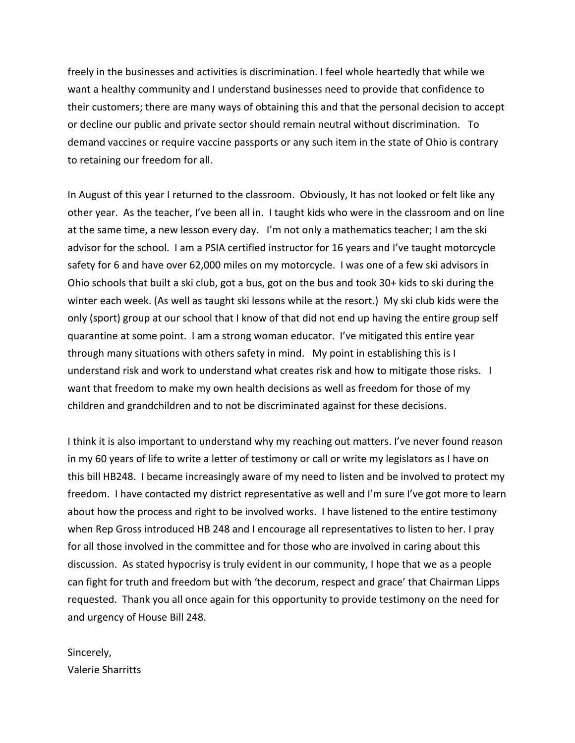freely in the businesses and activities is discrimination. I feel whole heartedly that while we want a healthy community and I understand businesses need to provide that confidence to their customers; there are many ways of obtaining this and that the personal decision to accept or decline our public and private sector should remain neutral without discrimination. To demand vaccines or require vaccine passports or any such item in the state of Ohio is contrary to retaining our freedom for all.

In August of this year I returned to the classroom. Obviously, It has not looked or felt like any other year. As the teacher, I've been all in. I taught kids who were in the classroom and on line at the same time, a new lesson every day. I'm not only a mathematics teacher; I am the ski advisor for the school. I am a PSIA certified instructor for 16 years and I've taught motorcycle safety for 6 and have over 62,000 miles on my motorcycle. I was one of a few ski advisors in Ohio schools that built a ski club, got a bus, got on the bus and took 30+ kids to ski during the winter each week. (As well as taught ski lessons while at the resort.) My ski club kids were the only (sport) group at our school that I know of that did not end up having the entire group self quarantine at some point. I am a strong woman educator. I've mitigated this entire year through many situations with others safety in mind. My point in establishing this is I understand risk and work to understand what creates risk and how to mitigate those risks. I want that freedom to make my own health decisions as well as freedom for those of my children and grandchildren and to not be discriminated against for these decisions.

I think it is also important to understand why my reaching out matters. I've never found reason in my 60 years of life to write a letter of testimony or call or write my legislators as I have on this bill HB248. I became increasingly aware of my need to listen and be involved to protect my freedom. I have contacted my district representative as well and I'm sure I've got more to learn about how the process and right to be involved works. I have listened to the entire testimony when Rep Gross introduced HB 248 and I encourage all representatives to listen to her. I pray for all those involved in the committee and for those who are involved in caring about this discussion. As stated hypocrisy is truly evident in our community, I hope that we as a people can fight for truth and freedom but with 'the decorum, respect and grace' that Chairman Lipps requested. Thank you all once again for this opportunity to provide testimony on the need for and urgency of House Bill 248.

Sincerely,
Valerie Sharritts